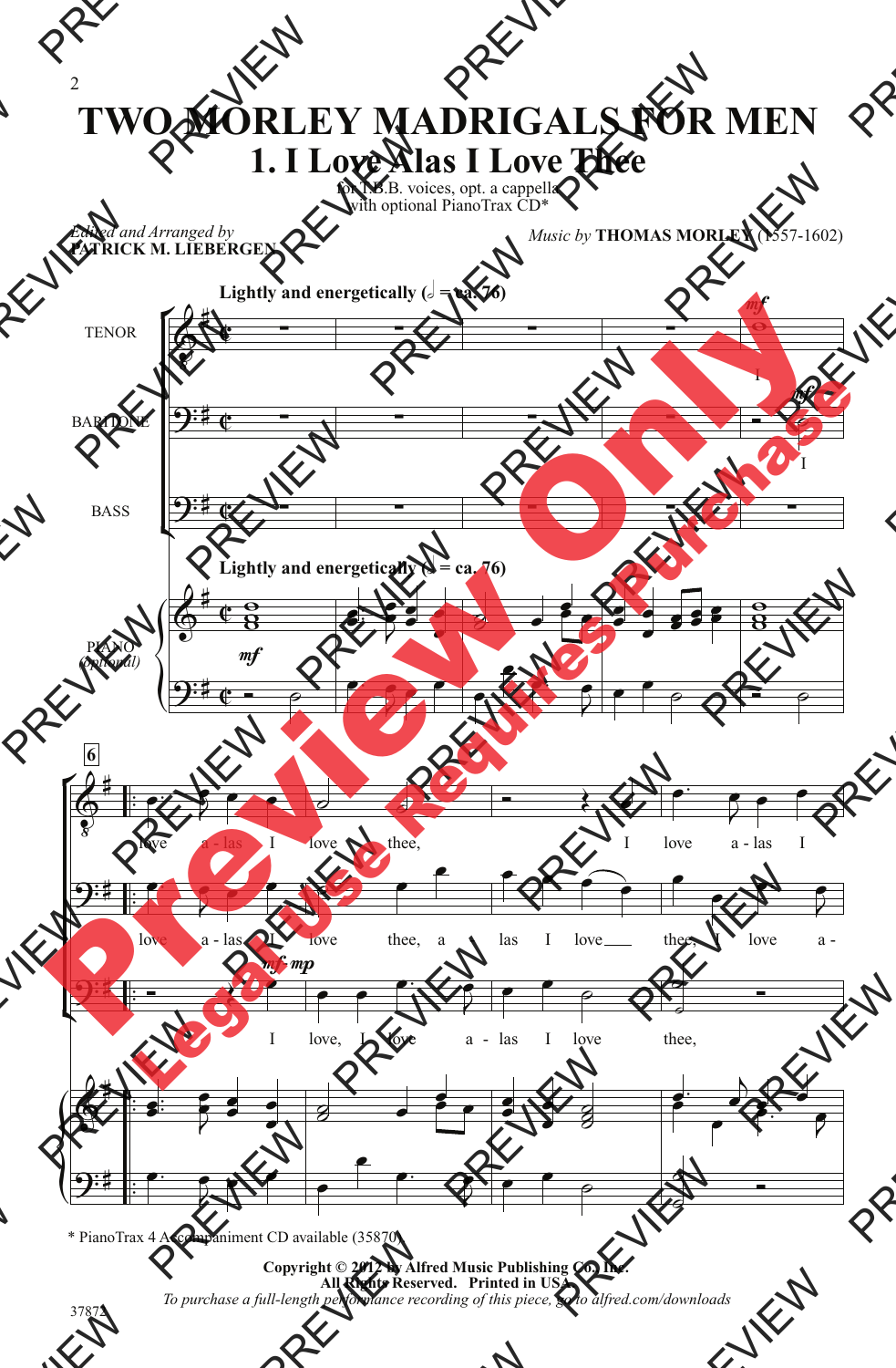# TWO MORLEY MADRIGALS FOR MEN

## 1. I Love Alas I Love Thee

for T.B.B. voices, opt. a cappella
with optional PianoTrax CD*

*Edited and Arranged by*
**PATRICK M. LIEBERGEN**

*Music by* **THOMAS MORLEY** (1557-1602)

**Lightly and energetically** (𝅗𝅥 = ca. 76)

TENOR
BARITONE
BASS
PIANO (*optional*)

I love a - las I love thee, I love a - las I

I love a - las I love thee, a - las I love thee, I love a -

I love, I love a - las I love thee,

\* PianoTrax 4 Accompaniment CD available (35870)

**Copyright © 2012 by Alfred Music Publishing Co., Inc.**
**All Rights Reserved. Printed in USA.**

*To purchase a full-length performance recording of this piece, go to alfred.com/downloads*

37872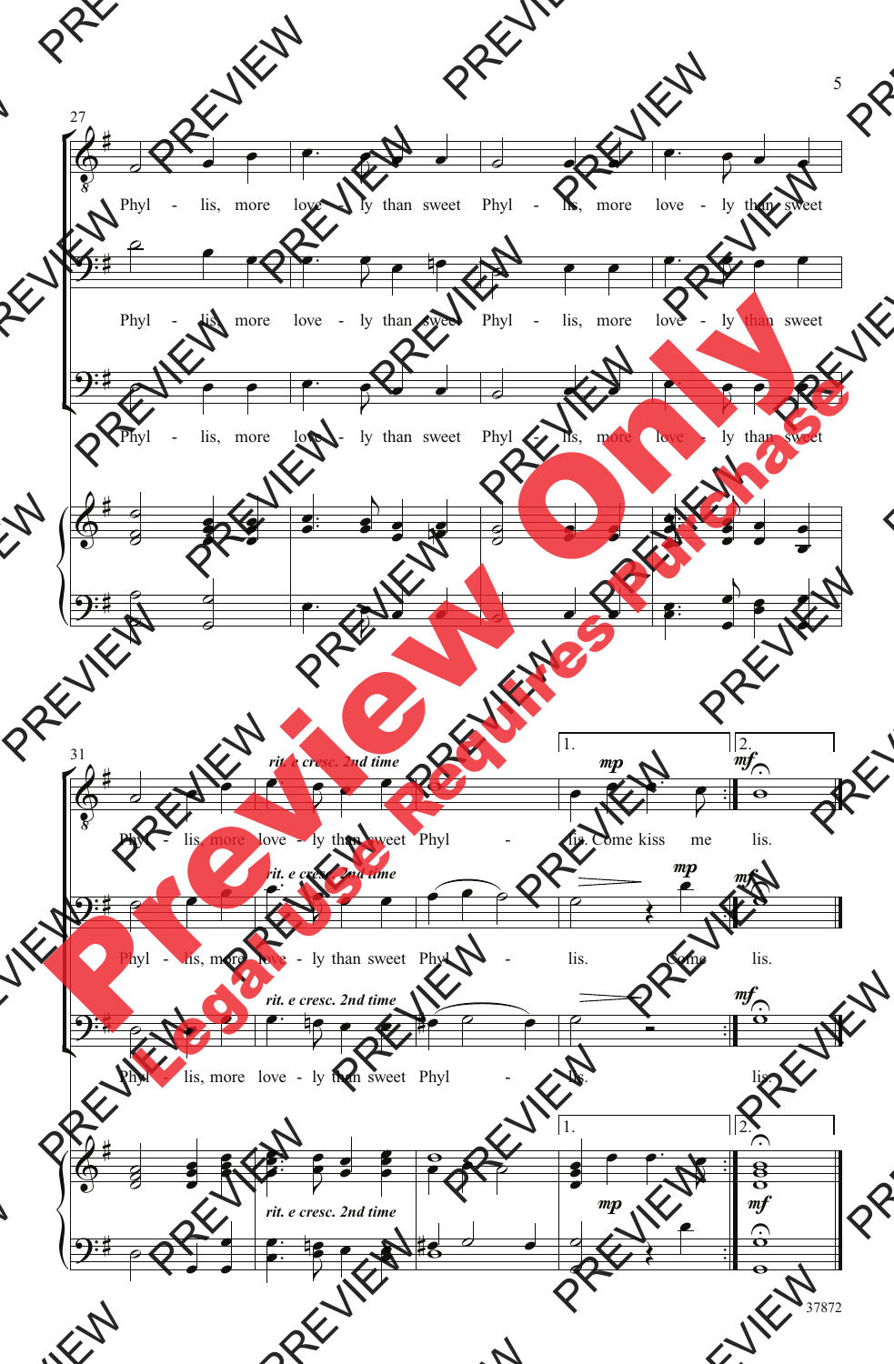27

Phyl - lis, more love - ly than sweet Phyl - lis, more love - ly than sweet

Phyl - lis, more love - ly than sweet Phyl - lis, more love - ly than sweet

Phyl - lis, more love - ly than sweet Phyl - lis, more love - ly than sweet

31

*rit. e cresc. 2nd time*

Phyl - lis, more love - ly than sweet Phyl - lis. Come kiss me lis.

*rit. e cresc. 2nd time*

Phyl - lis, more love - ly than sweet Phyl - lis. Come lis.

*rit. e cresc. 2nd time*

Phyl - lis, more love - ly than sweet Phyl - lis. lis.

*rit. e cresc. 2nd time*

Preview Only

Legal Use Requires Purchase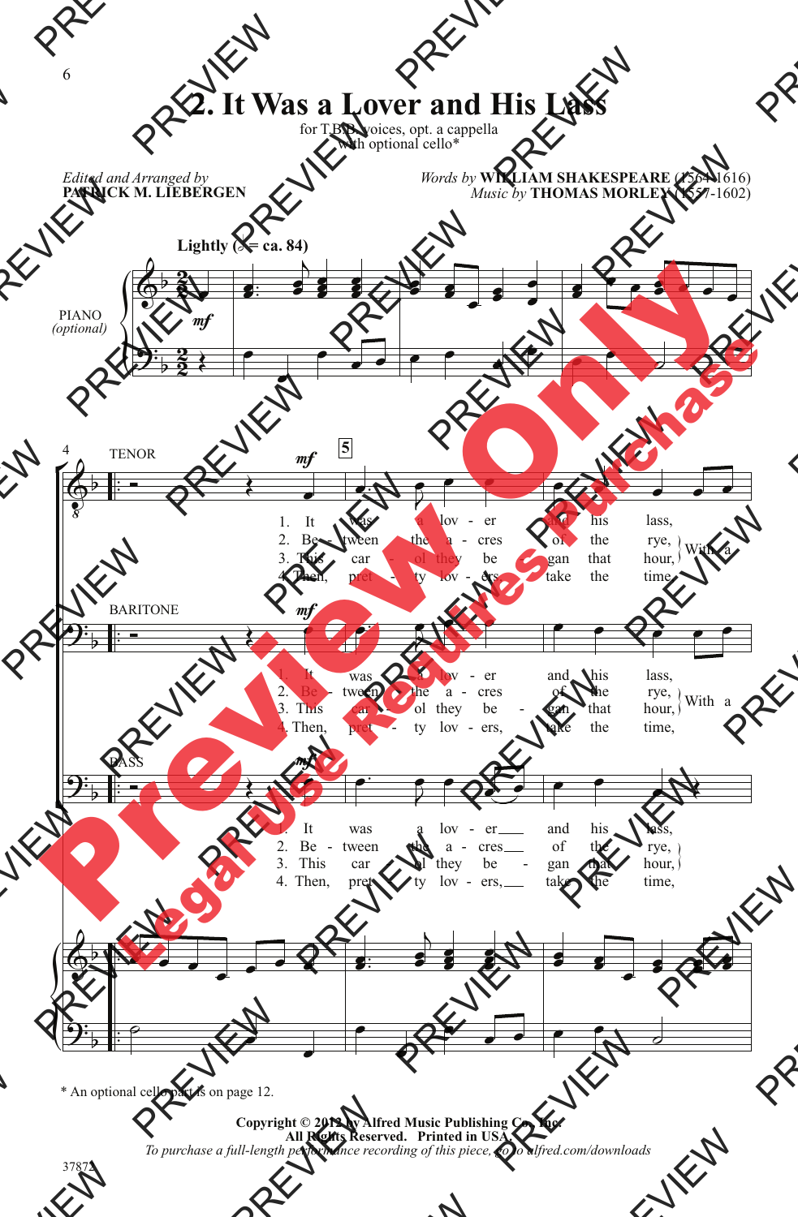# 2. It Was a Lover and His Lass

for T.B.B. voices, opt. a cappella
with optional cello*

*Edited and Arranged by*
**PATRICK M. LIEBERGEN**

*Words by* **WILLIAM SHAKESPEARE** (1564-1616)
*Music by* **THOMAS MORLEY** (1557-1602)

**Lightly** (♩ = ca. 84)

PIANO *(optional)*

TENOR

1. It was a lov - er and his lass,
2. Be - tween the a - cres of the rye,
3. This car - ol they be - gan that hour,
4. Then, pret - ty lov - ers take the time,

With a

BARITONE

1. It was a lov - er and his lass,
2. Be - tween the a - cres of the rye,
3. This car - ol they be - gan that hour,
4. Then, pret - ty lov - ers, take the time,

With a

BASS

1. It was a lov - er and his lass,
2. Be - tween the a - cres of the rye,
3. This car - ol they be - gan that hour,
4. Then, pret - ty lov - ers, take the time,

\* An optional cello part is on page 12.

**Copyright © 2012 by Alfred Music Publishing Co., Inc.**
**All Rights Reserved. Printed in USA.**
*To purchase a full-length performance recording of this piece, go to alfred.com/downloads*

37872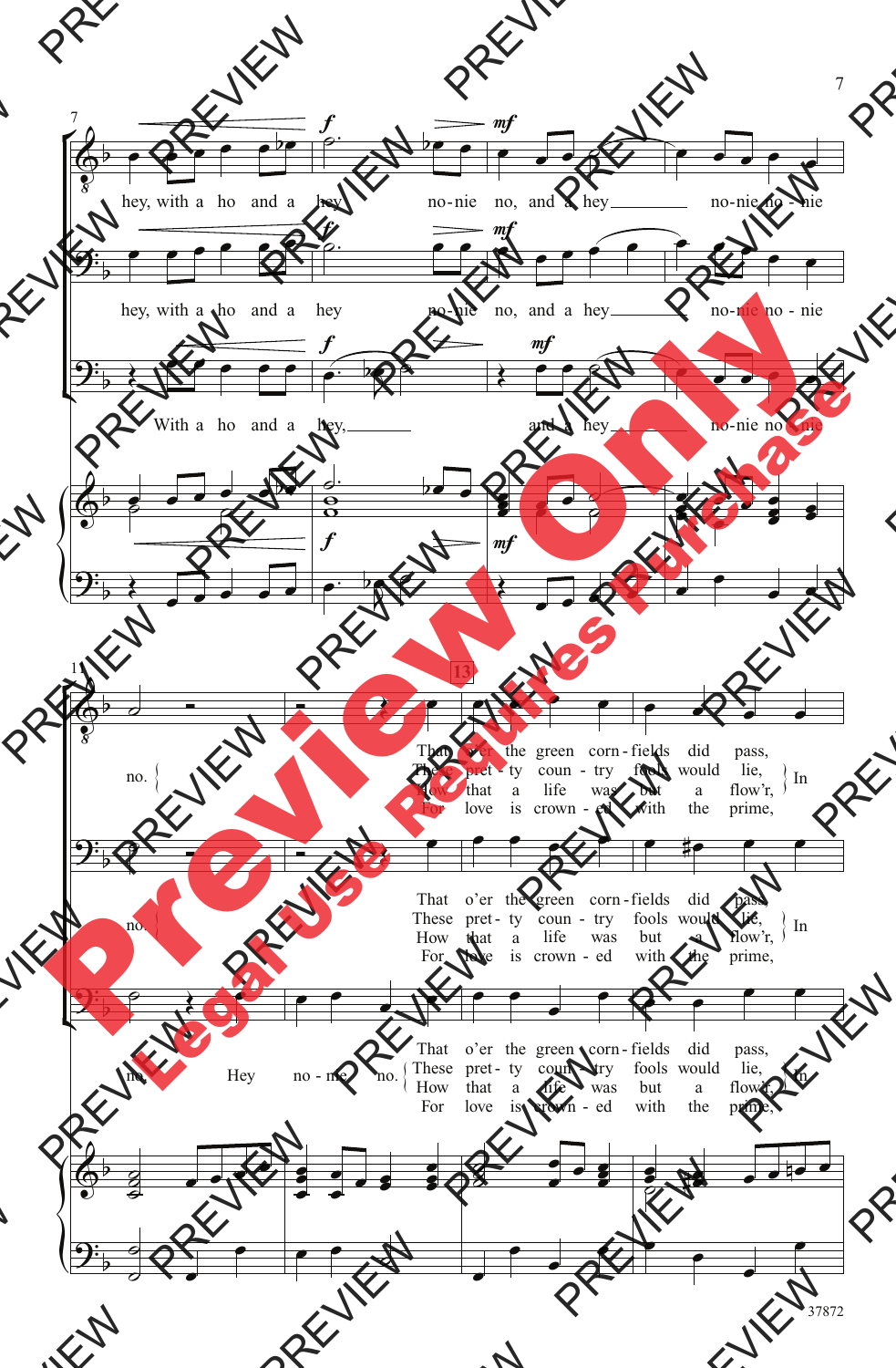hey, with a ho and a hey no-nie no, and a hey no-nie no-nie no.

That o'er the green corn-fields did pass,
These pret-ty coun-try fools would lie,
How that a life was but a flow'r,
For love is crown-ed with the prime,

In

With a ho and a hey, and a hey no-nie no-nie no. Hey no-nie no.

Preview Only

Legal Use Requires Purchase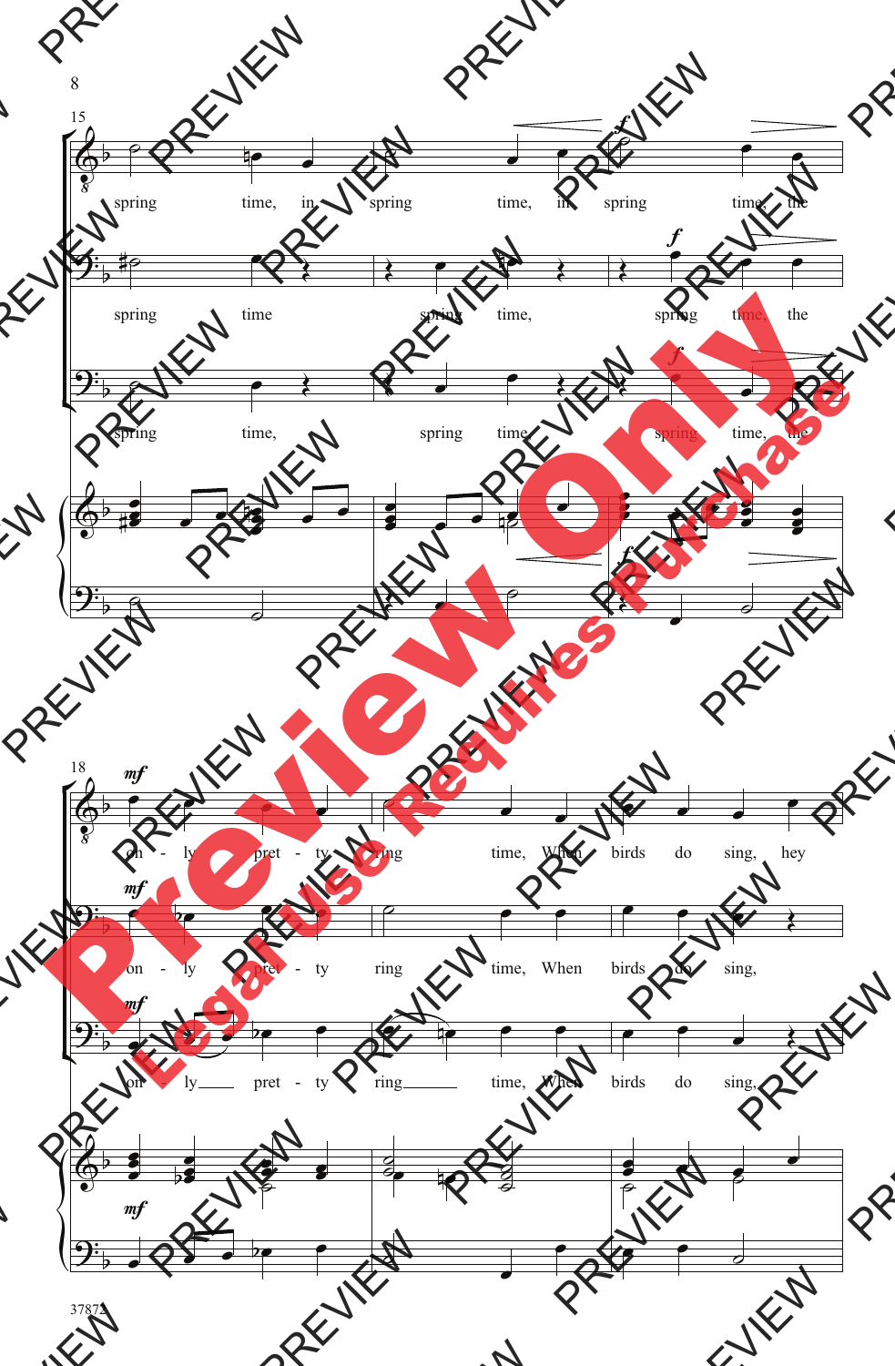spring time, in spring time, in spring time, the

spring time spring time, spring time, the

spring time, spring time, spring time, the

on - ly pret - ty ring time, When birds do sing, hey

on - ly pret - ty ring time, When birds do sing,

on ly pret - ty ring time, When birds do sing,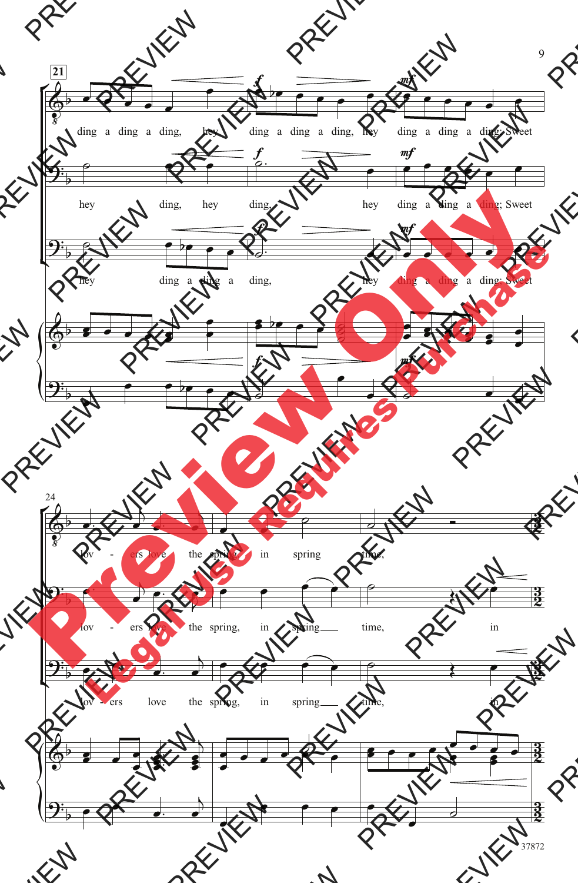21

ding a ding a ding, hey ding a ding a ding, hey ding a ding a ding; Sweet

hey ding, hey ding, hey ding a ding a ding; Sweet

hey ding a ding a ding, hey ding a ding a ding; Sweet

24

lov - ers love the spring, in spring time,

lov - ers love the spring, in spring time, in

lov - ers love the spring, in spring time, in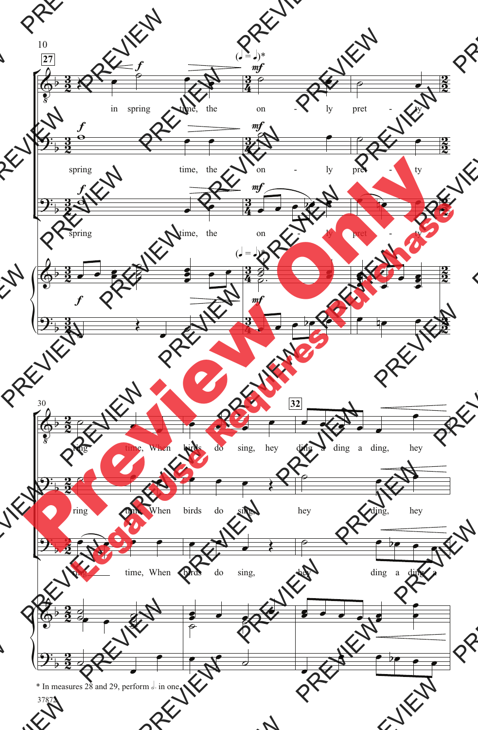* In measures 28 and 29, perform 𝅗𝅥. in one.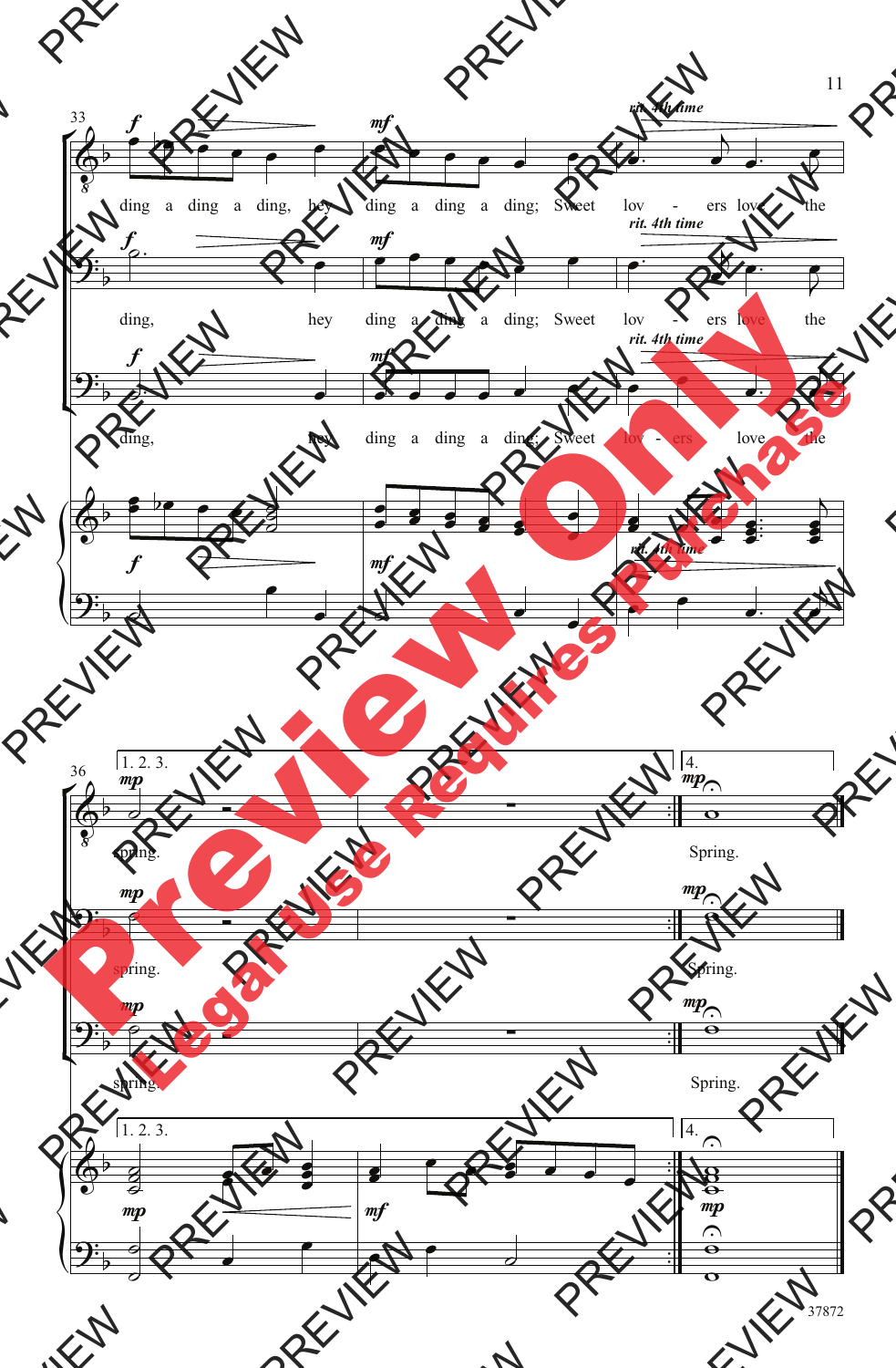*rit. 4th time*

ding a ding a ding, hey ding a ding a ding; Sweet lov - ers love the

ding, hey ding a ding a ding; Sweet lov - ers love the

ding, hey ding a ding a ding; Sweet lov - ers love the

1. 2. 3.

spring.

4.

Spring.

37872

Preview Only
Legal Use Requires Purchase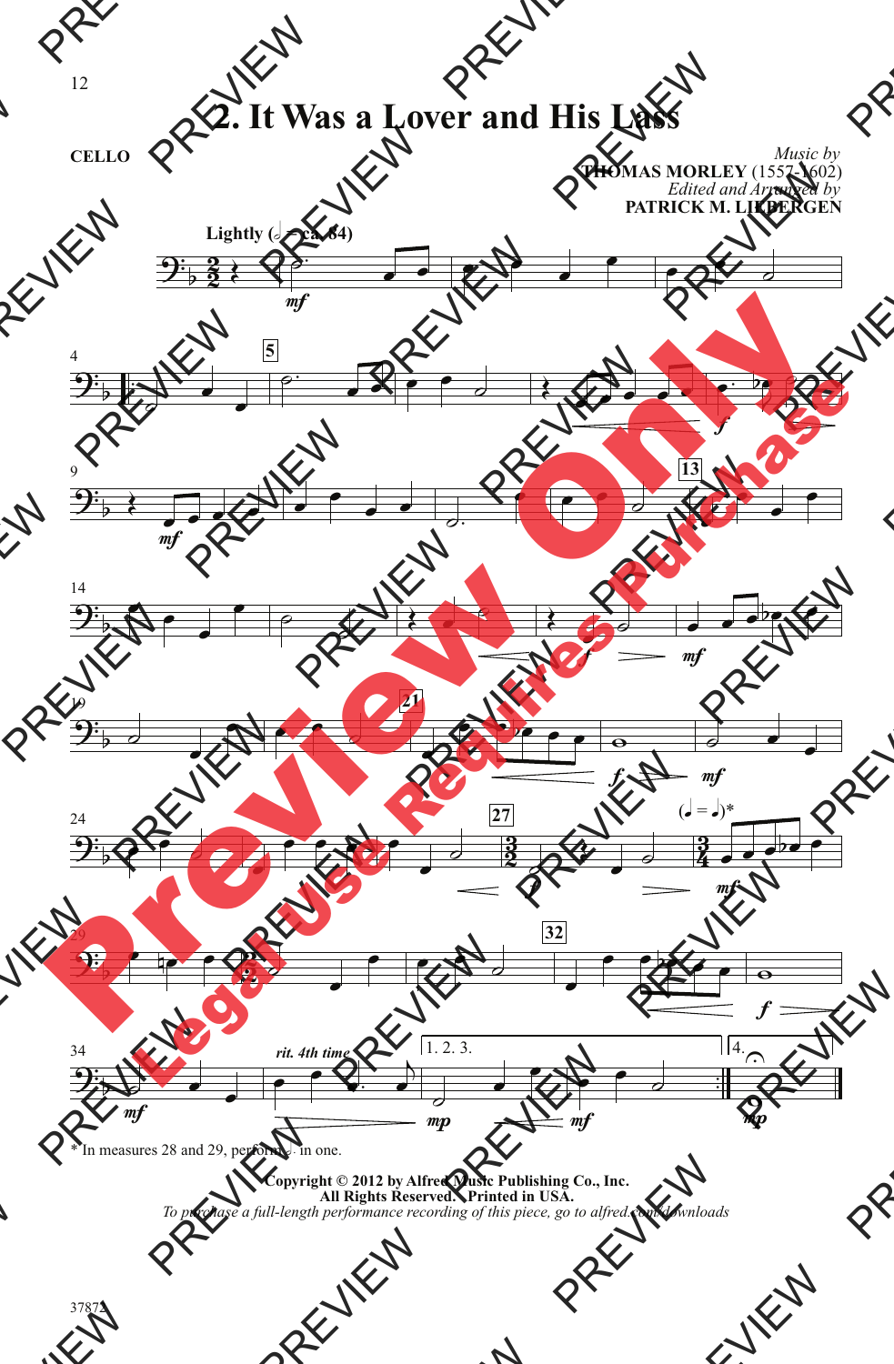# 2. It Was a Lover and His Lass

**CELLO**

*Music by*
**THOMAS MORLEY** (1557-1602)
*Edited and Arranged by*
**PATRICK M. LIEBERGEN**

\* In measures 28 and 29, perform 𝅗𝅥. in one.

**Copyright © 2012 by Alfred Music Publishing Co., Inc.**
**All Rights Reserved. Printed in USA.**
*To purchase a full-length performance recording of this piece, go to alfred.com/downloads*

37872